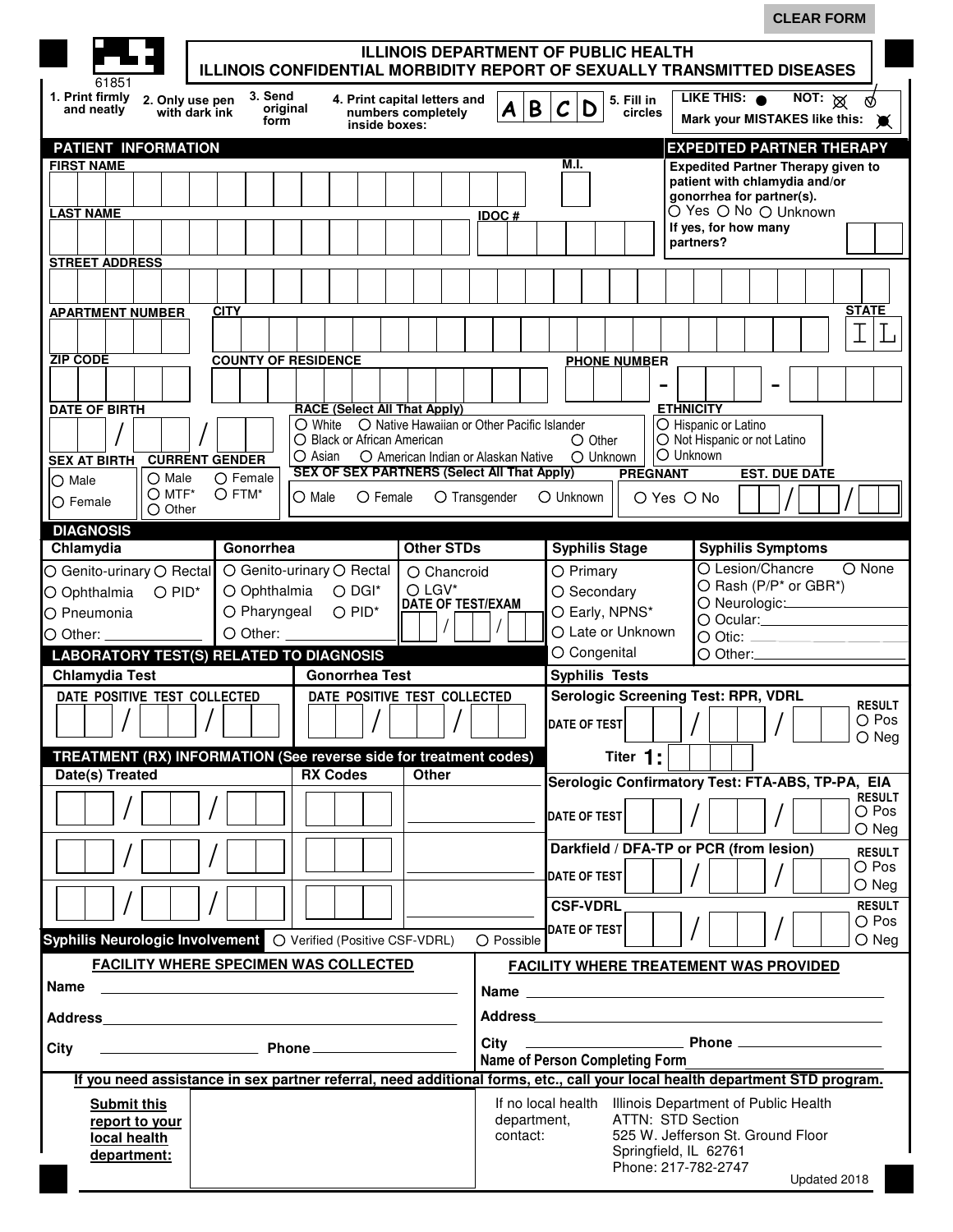CLEAR FORM

61851

# ILLINOIS DEPARTMENT OF PUBLIC HEALTH
## ILLINOIS CONFIDENTIAL MORBIDITY REPORT OF SEXUALLY TRANSMITTED DISEASES

1. Print firmly and neatly
2. Only use pen with dark ink
3. Send original form
4. Print capital letters and numbers completely inside boxes: A B C D
5. Fill in circles LIKE THIS: ● NOT: ⊗ ✓ Mark your MISTAKES like this: ●

## PATIENT INFORMATION

FIRST NAME

M.I.

LAST NAME

IDOC #

STREET ADDRESS

APARTMENT NUMBER

CITY

STATE I L

ZIP CODE

COUNTY OF RESIDENCE

PHONE NUMBER ___ - ___ - ___

DATE OF BIRTH __ / __ / __

RACE (Select All That Apply)
- ○ White
- ○ Native Hawaiian or Other Pacific Islander
- ○ Black or African American
- ○ Other
- ○ Asian
- ○ American Indian or Alaskan Native
- ○ Unknown

ETHNICITY
- ○ Hispanic or Latino
- ○ Not Hispanic or not Latino
- ○ Unknown

SEX AT BIRTH
- ○ Male
- ○ Female

CURRENT GENDER
- ○ Male
- ○ Female
- ○ MTF*
- ○ FTM*
- ○ Other

SEX OF SEX PARTNERS (Select All That Apply)
- ○ Male
- ○ Female
- ○ Transgender
- ○ Unknown

PREGNANT ○ Yes ○ No

EST. DUE DATE __ / __ / __

## EXPEDITED PARTNER THERAPY

Expedited Partner Therapy given to patient with chlamydia and/or gonorrhea for partner(s).
○ Yes ○ No ○ Unknown

If yes, for how many partners?

## DIAGNOSIS

**Chlamydia**
- ○ Genito-urinary ○ Rectal
- ○ Ophthalmia ○ PID*
- ○ Pneumonia
- ○ Other: ______

**Gonorrhea**
- ○ Genito-urinary ○ Rectal
- ○ Ophthalmia ○ DGI*
- ○ Pharyngeal ○ PID*
- ○ Other: ______

**Other STDs**
- ○ Chancroid
- ○ LGV*

DATE OF TEST/EXAM __ / __ / __

**Syphilis Stage**
- ○ Primary
- ○ Secondary
- ○ Early, NPNS*
- ○ Late or Unknown
- ○ Congenital

**Syphilis Symptoms**
- ○ Lesion/Chancre ○ None
- ○ Rash (P/P* or GBR*)
- ○ Neurologic: ______
- ○ Ocular: ______
- ○ Otic: ______
- ○ Other: ______

## LABORATORY TEST(S) RELATED TO DIAGNOSIS

**Chlamydia Test**

DATE POSITIVE TEST COLLECTED __ / __ / __

**Gonorrhea Test**

DATE POSITIVE TEST COLLECTED __ / __ / __

**Syphilis Tests**

Serologic Screening Test: RPR, VDRL
DATE OF TEST __ / __ / __ RESULT ○ Pos ○ Neg
Titer 1: ____

Serologic Confirmatory Test: FTA-ABS, TP-PA, EIA
DATE OF TEST __ / __ / __ RESULT ○ Pos ○ Neg

Darkfield / DFA-TP or PCR (from lesion)
DATE OF TEST __ / __ / __ RESULT ○ Pos ○ Neg

CSF-VDRL
DATE OF TEST __ / __ / __ RESULT ○ Pos ○ Neg

## TREATMENT (RX) INFORMATION (See reverse side for treatment codes)

| Date(s) Treated | RX Codes | Other |
| --- | --- | --- |
| __ / __ / __ | | ______ |
| __ / __ / __ | | ______ |
| __ / __ / __ | | ______ |

**Syphilis Neurologic Involvement** ○ Verified (Positive CSF-VDRL) ○ Possible

### FACILITY WHERE SPECIMEN WAS COLLECTED

Name ______

Address ______

City ______ Phone ______

### FACILITY WHERE TREATEMENT WAS PROVIDED

Name ______

Address ______

City ______ Phone ______

Name of Person Completing Form ______

**If you need assistance in sex partner referral, need additional forms, etc., call your local health department STD program.**

**Submit this report to your local health department:**

If no local health department, contact:
Illinois Department of Public Health
ATTN: STD Section
525 W. Jefferson St. Ground Floor
Springfield, IL 62761
Phone: 217-782-2747

Updated 2018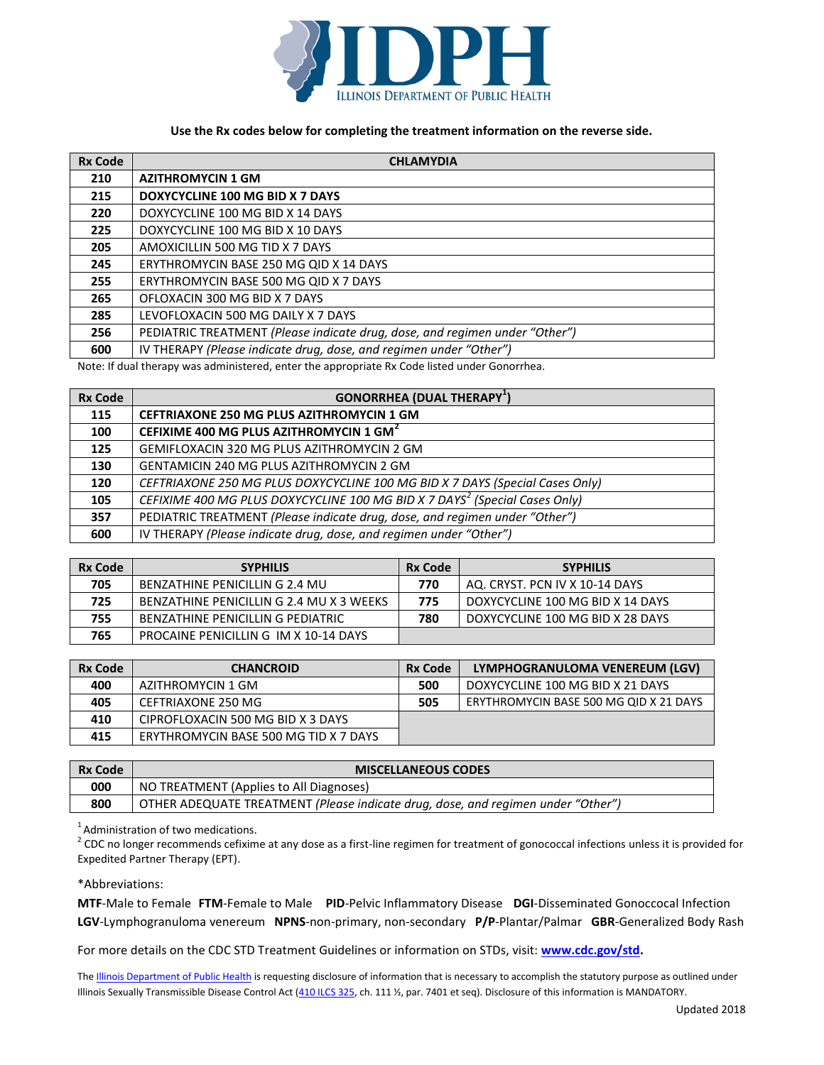# IDPH

ILLINOIS DEPARTMENT OF PUBLIC HEALTH

**Use the Rx codes below for completing the treatment information on the reverse side.**

| Rx Code | CHLAMYDIA |
|---|---|
| 210 | **AZITHROMYCIN 1 GM** |
| 215 | **DOXYCYCLINE 100 MG BID X 7 DAYS** |
| 220 | DOXYCYCLINE 100 MG BID X 14 DAYS |
| 225 | DOXYCYCLINE 100 MG BID X 10 DAYS |
| 205 | AMOXICILLIN 500 MG TID X 7 DAYS |
| 245 | ERYTHROMYCIN BASE 250 MG QID X 14 DAYS |
| 255 | ERYTHROMYCIN BASE 500 MG QID X 7 DAYS |
| 265 | OFLOXACIN 300 MG BID X 7 DAYS |
| 285 | LEVOFLOXACIN 500 MG DAILY X 7 DAYS |
| 256 | PEDIATRIC TREATMENT *(Please indicate drug, dose, and regimen under "Other")* |
| 600 | IV THERAPY *(Please indicate drug, dose, and regimen under "Other")* |

Note: If dual therapy was administered, enter the appropriate Rx Code listed under Gonorrhea.

| Rx Code | GONORRHEA (DUAL THERAPY[1]) |
|---|---|
| 115 | **CEFTRIAXONE 250 MG PLUS AZITHROMYCIN 1 GM** |
| 100 | **CEFIXIME 400 MG PLUS AZITHROMYCIN 1 GM[2]** |
| 125 | GEMIFLOXACIN 320 MG PLUS AZITHROMYCIN 2 GM |
| 130 | GENTAMICIN 240 MG PLUS AZITHROMYCIN 2 GM |
| 120 | *CEFTRIAXONE 250 MG PLUS DOXYCYCLINE 100 MG BID X 7 DAYS (Special Cases Only)* |
| 105 | *CEFIXIME 400 MG PLUS DOXYCYCLINE 100 MG BID X 7 DAYS[2] (Special Cases Only)* |
| 357 | PEDIATRIC TREATMENT *(Please indicate drug, dose, and regimen under "Other")* |
| 600 | IV THERAPY *(Please indicate drug, dose, and regimen under "Other")* |

| Rx Code | SYPHILIS | Rx Code | SYPHILIS |
|---|---|---|---|
| 705 | BENZATHINE PENICILLIN G 2.4 MU | 770 | AQ. CRYST. PCN IV X 10-14 DAYS |
| 725 | BENZATHINE PENICILLIN G 2.4 MU X 3 WEEKS | 775 | DOXYCYCLINE 100 MG BID X 14 DAYS |
| 755 | BENZATHINE PENICILLIN G PEDIATRIC | 780 | DOXYCYCLINE 100 MG BID X 28 DAYS |
| 765 | PROCAINE PENICILLIN G IM X 10-14 DAYS | | |

| Rx Code | CHANCROID | Rx Code | LYMPHOGRANULOMA VENEREUM (LGV) |
|---|---|---|---|
| 400 | AZITHROMYCIN 1 GM | 500 | DOXYCYCLINE 100 MG BID X 21 DAYS |
| 405 | CEFTRIAXONE 250 MG | 505 | ERYTHROMYCIN BASE 500 MG QID X 21 DAYS |
| 410 | CIPROFLOXACIN 500 MG BID X 3 DAYS | | |
| 415 | ERYTHROMYCIN BASE 500 MG TID X 7 DAYS | | |

| Rx Code | MISCELLANEOUS CODES |
|---|---|
| 000 | NO TREATMENT (Applies to All Diagnoses) |
| 800 | OTHER ADEQUATE TREATMENT *(Please indicate drug, dose, and regimen under "Other")* |

[1] Administration of two medications.
[2] CDC no longer recommends cefixime at any dose as a first-line regimen for treatment of gonococcal infections unless it is provided for Expedited Partner Therapy (EPT).

*Abbreviations:

**MTF**-Male to Female **FTM**-Female to Male **PID**-Pelvic Inflammatory Disease **DGI**-Disseminated Gonoccocal Infection **LGV**-Lymphogranuloma venereum **NPNS**-non-primary, non-secondary **P/P**-Plantar/Palmar **GBR**-Generalized Body Rash

For more details on the CDC STD Treatment Guidelines or information on STDs, visit: **www.cdc.gov/std.**

The Illinois Department of Public Health is requesting disclosure of information that is necessary to accomplish the statutory purpose as outlined under Illinois Sexually Transmissible Disease Control Act (410 ILCS 325, ch. 111 ½, par. 7401 et seq). Disclosure of this information is MANDATORY.

Updated 2018